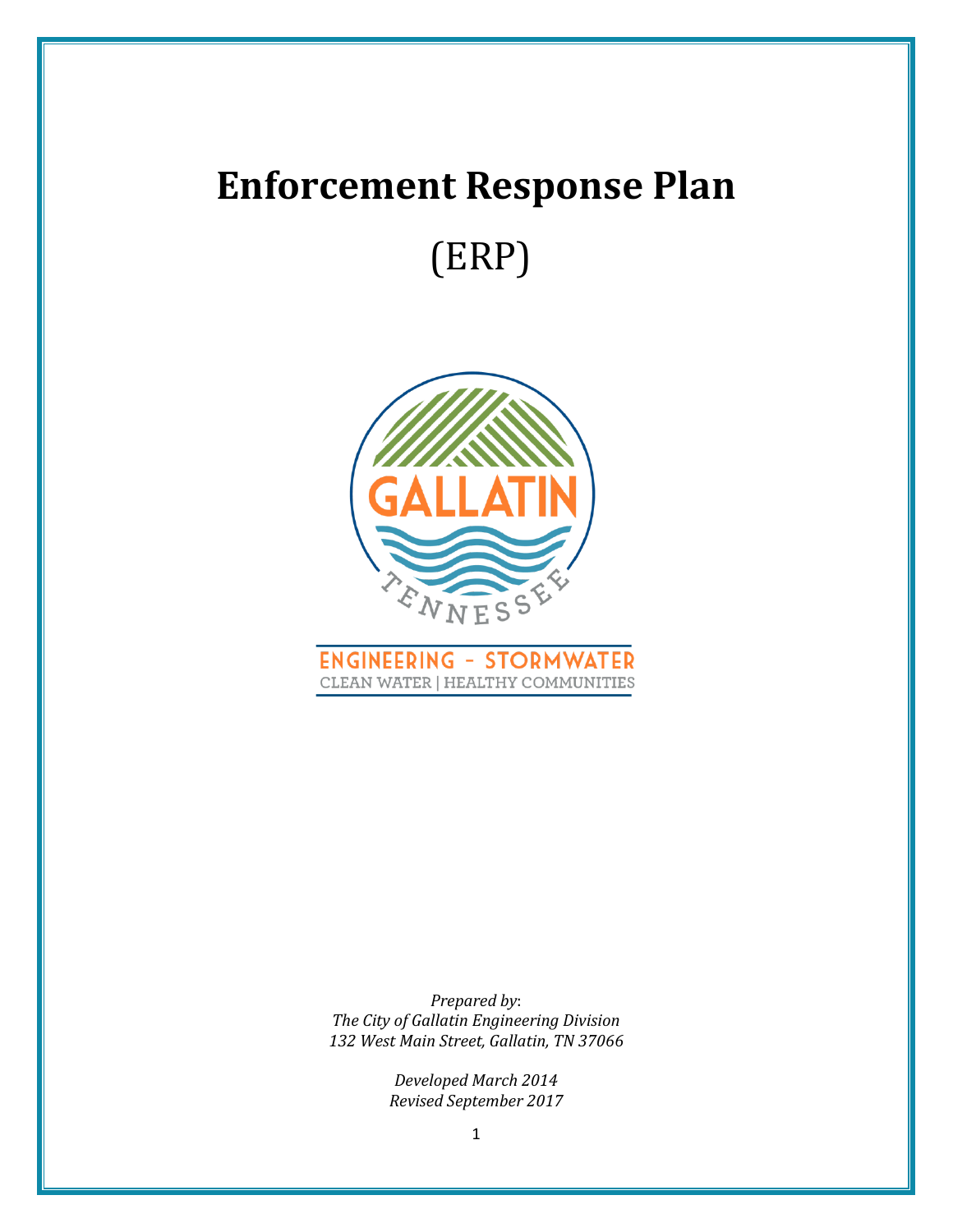# Enforcement Response Plan

(ERP)

ENGINEERING – STORMWATER
CLEAN WATER | HEALTHY COMMUNITIES

*Prepared by*:
*The City of Gallatin Engineering Division*
*132 West Main Street, Gallatin, TN 37066*

*Developed March 2014*
*Revised September 2017*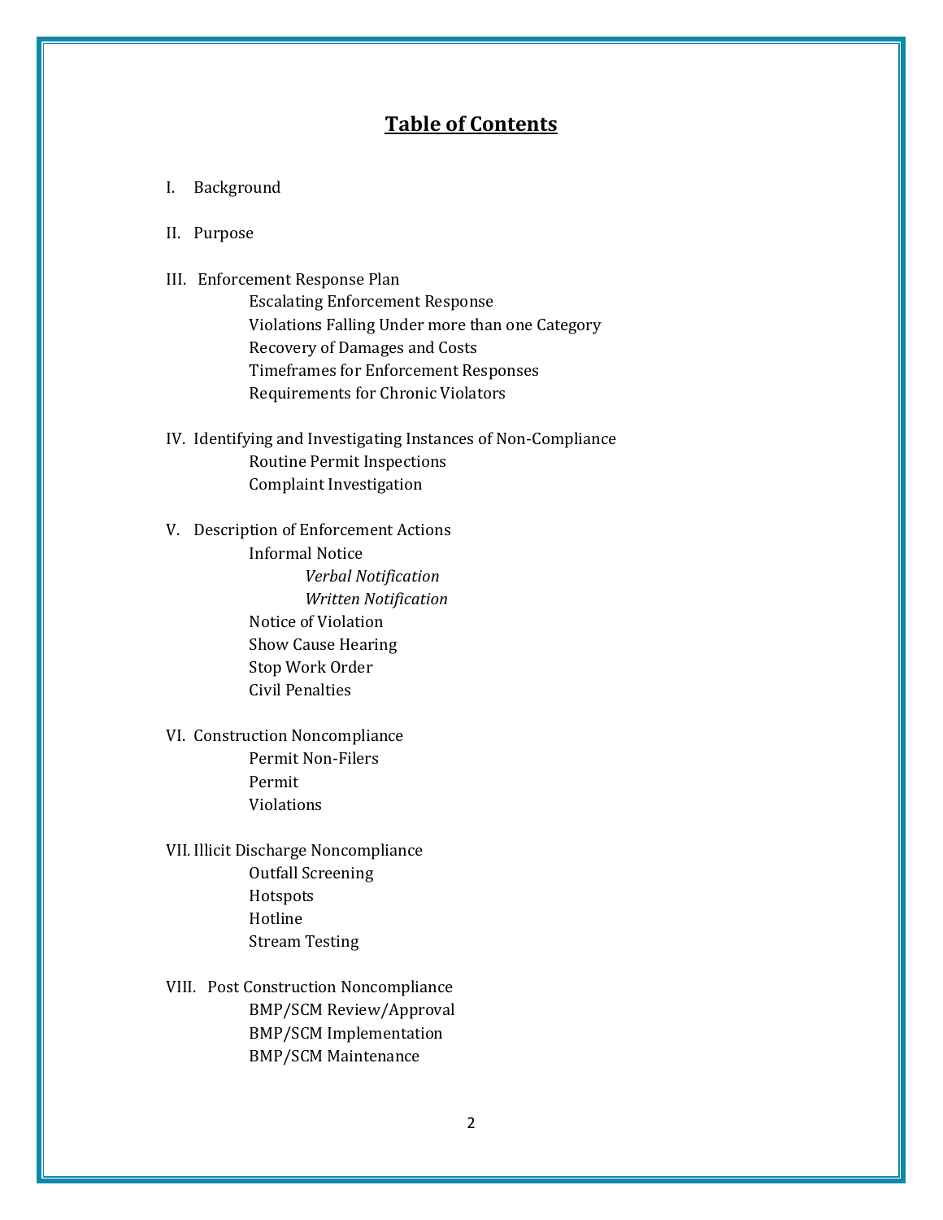# Table of Contents

I. Background

II. Purpose

III. Enforcement Response Plan
- Escalating Enforcement Response
- Violations Falling Under more than one Category
- Recovery of Damages and Costs
- Timeframes for Enforcement Responses
- Requirements for Chronic Violators

IV. Identifying and Investigating Instances of Non-Compliance
- Routine Permit Inspections
- Complaint Investigation

V. Description of Enforcement Actions
- Informal Notice
  - *Verbal Notification*
  - *Written Notification*
- Notice of Violation
- Show Cause Hearing
- Stop Work Order
- Civil Penalties

VI. Construction Noncompliance
- Permit Non-Filers
- Permit
- Violations

VII. Illicit Discharge Noncompliance
- Outfall Screening
- Hotspots
- Hotline
- Stream Testing

VIII. Post Construction Noncompliance
- BMP/SCM Review/Approval
- BMP/SCM Implementation
- BMP/SCM Maintenance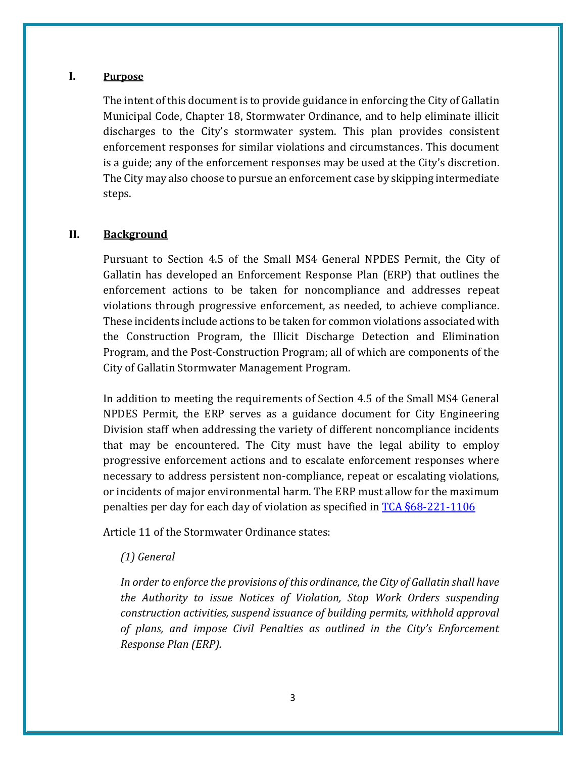## I. Purpose

The intent of this document is to provide guidance in enforcing the City of Gallatin Municipal Code, Chapter 18, Stormwater Ordinance, and to help eliminate illicit discharges to the City's stormwater system. This plan provides consistent enforcement responses for similar violations and circumstances. This document is a guide; any of the enforcement responses may be used at the City's discretion. The City may also choose to pursue an enforcement case by skipping intermediate steps.

## II. Background

Pursuant to Section 4.5 of the Small MS4 General NPDES Permit, the City of Gallatin has developed an Enforcement Response Plan (ERP) that outlines the enforcement actions to be taken for noncompliance and addresses repeat violations through progressive enforcement, as needed, to achieve compliance. These incidents include actions to be taken for common violations associated with the Construction Program, the Illicit Discharge Detection and Elimination Program, and the Post-Construction Program; all of which are components of the City of Gallatin Stormwater Management Program.

In addition to meeting the requirements of Section 4.5 of the Small MS4 General NPDES Permit, the ERP serves as a guidance document for City Engineering Division staff when addressing the variety of different noncompliance incidents that may be encountered. The City must have the legal ability to employ progressive enforcement actions and to escalate enforcement responses where necessary to address persistent non-compliance, repeat or escalating violations, or incidents of major environmental harm. The ERP must allow for the maximum penalties per day for each day of violation as specified in TCA §68-221-1106

Article 11 of the Stormwater Ordinance states:

*(1) General*

*In order to enforce the provisions of this ordinance, the City of Gallatin shall have the Authority to issue Notices of Violation, Stop Work Orders suspending construction activities, suspend issuance of building permits, withhold approval of plans, and impose Civil Penalties as outlined in the City's Enforcement Response Plan (ERP).*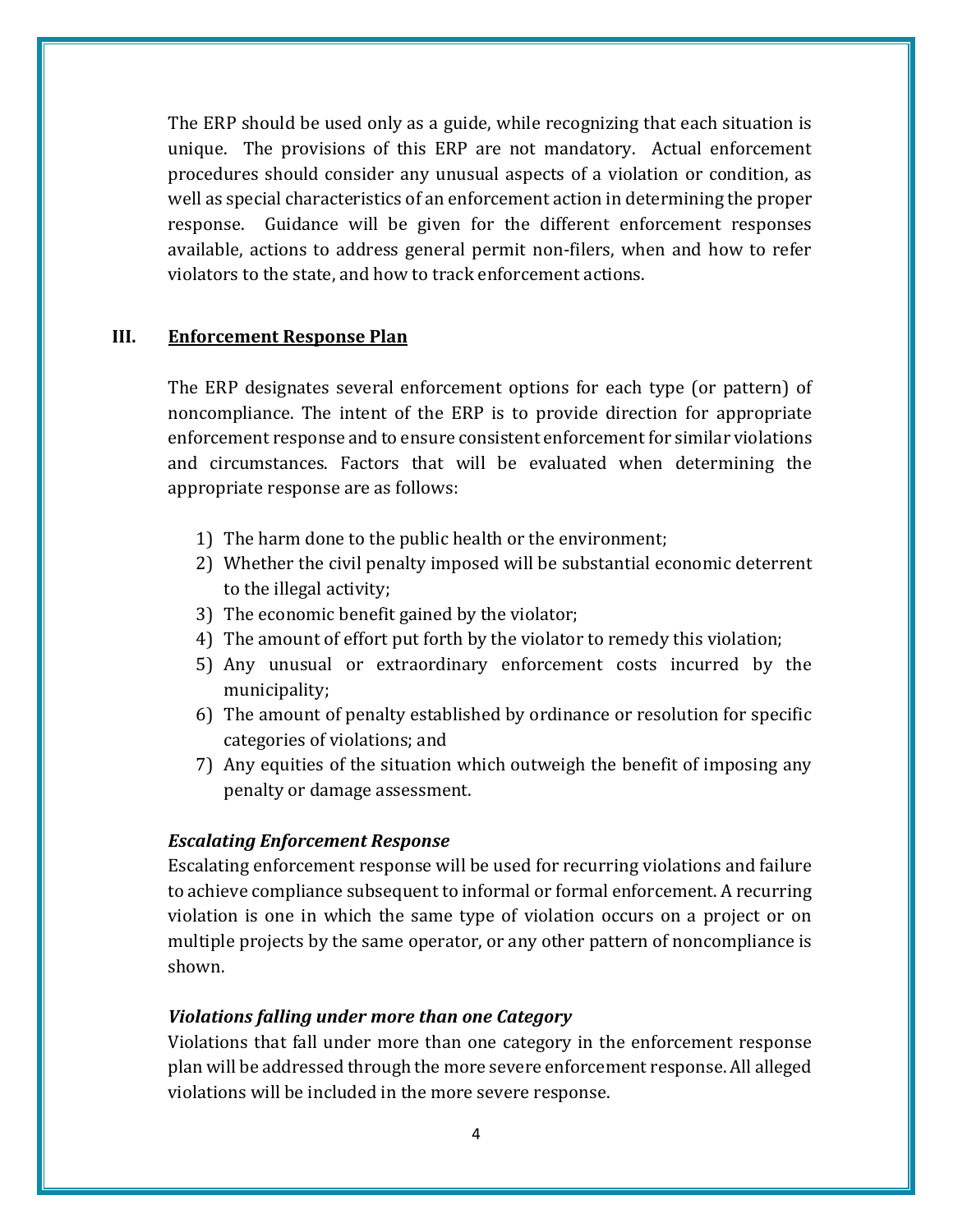The ERP should be used only as a guide, while recognizing that each situation is unique. The provisions of this ERP are not mandatory. Actual enforcement procedures should consider any unusual aspects of a violation or condition, as well as special characteristics of an enforcement action in determining the proper response. Guidance will be given for the different enforcement responses available, actions to address general permit non-filers, when and how to refer violators to the state, and how to track enforcement actions.

## III. Enforcement Response Plan

The ERP designates several enforcement options for each type (or pattern) of noncompliance. The intent of the ERP is to provide direction for appropriate enforcement response and to ensure consistent enforcement for similar violations and circumstances. Factors that will be evaluated when determining the appropriate response are as follows:

1) The harm done to the public health or the environment;
2) Whether the civil penalty imposed will be substantial economic deterrent to the illegal activity;
3) The economic benefit gained by the violator;
4) The amount of effort put forth by the violator to remedy this violation;
5) Any unusual or extraordinary enforcement costs incurred by the municipality;
6) The amount of penalty established by ordinance or resolution for specific categories of violations; and
7) Any equities of the situation which outweigh the benefit of imposing any penalty or damage assessment.

***Escalating Enforcement Response***

Escalating enforcement response will be used for recurring violations and failure to achieve compliance subsequent to informal or formal enforcement. A recurring violation is one in which the same type of violation occurs on a project or on multiple projects by the same operator, or any other pattern of noncompliance is shown.

***Violations falling under more than one Category***

Violations that fall under more than one category in the enforcement response plan will be addressed through the more severe enforcement response. All alleged violations will be included in the more severe response.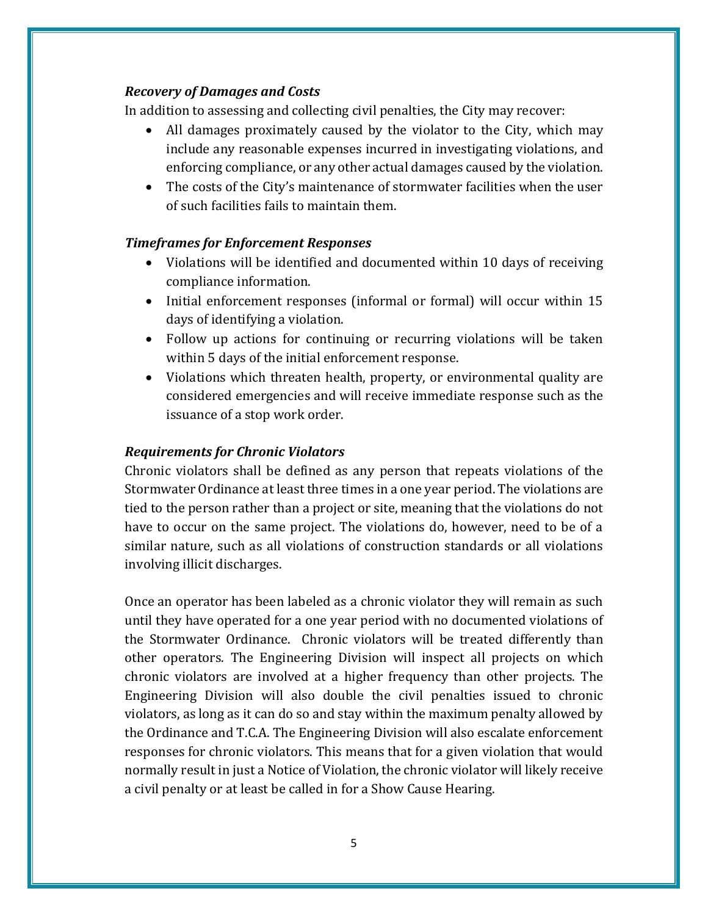### *Recovery of Damages and Costs*

In addition to assessing and collecting civil penalties, the City may recover:

- All damages proximately caused by the violator to the City, which may include any reasonable expenses incurred in investigating violations, and enforcing compliance, or any other actual damages caused by the violation.
- The costs of the City's maintenance of stormwater facilities when the user of such facilities fails to maintain them.

### *Timeframes for Enforcement Responses*

- Violations will be identified and documented within 10 days of receiving compliance information.
- Initial enforcement responses (informal or formal) will occur within 15 days of identifying a violation.
- Follow up actions for continuing or recurring violations will be taken within 5 days of the initial enforcement response.
- Violations which threaten health, property, or environmental quality are considered emergencies and will receive immediate response such as the issuance of a stop work order.

### *Requirements for Chronic Violators*

Chronic violators shall be defined as any person that repeats violations of the Stormwater Ordinance at least three times in a one year period. The violations are tied to the person rather than a project or site, meaning that the violations do not have to occur on the same project. The violations do, however, need to be of a similar nature, such as all violations of construction standards or all violations involving illicit discharges.

Once an operator has been labeled as a chronic violator they will remain as such until they have operated for a one year period with no documented violations of the Stormwater Ordinance. Chronic violators will be treated differently than other operators. The Engineering Division will inspect all projects on which chronic violators are involved at a higher frequency than other projects. The Engineering Division will also double the civil penalties issued to chronic violators, as long as it can do so and stay within the maximum penalty allowed by the Ordinance and T.C.A. The Engineering Division will also escalate enforcement responses for chronic violators. This means that for a given violation that would normally result in just a Notice of Violation, the chronic violator will likely receive a civil penalty or at least be called in for a Show Cause Hearing.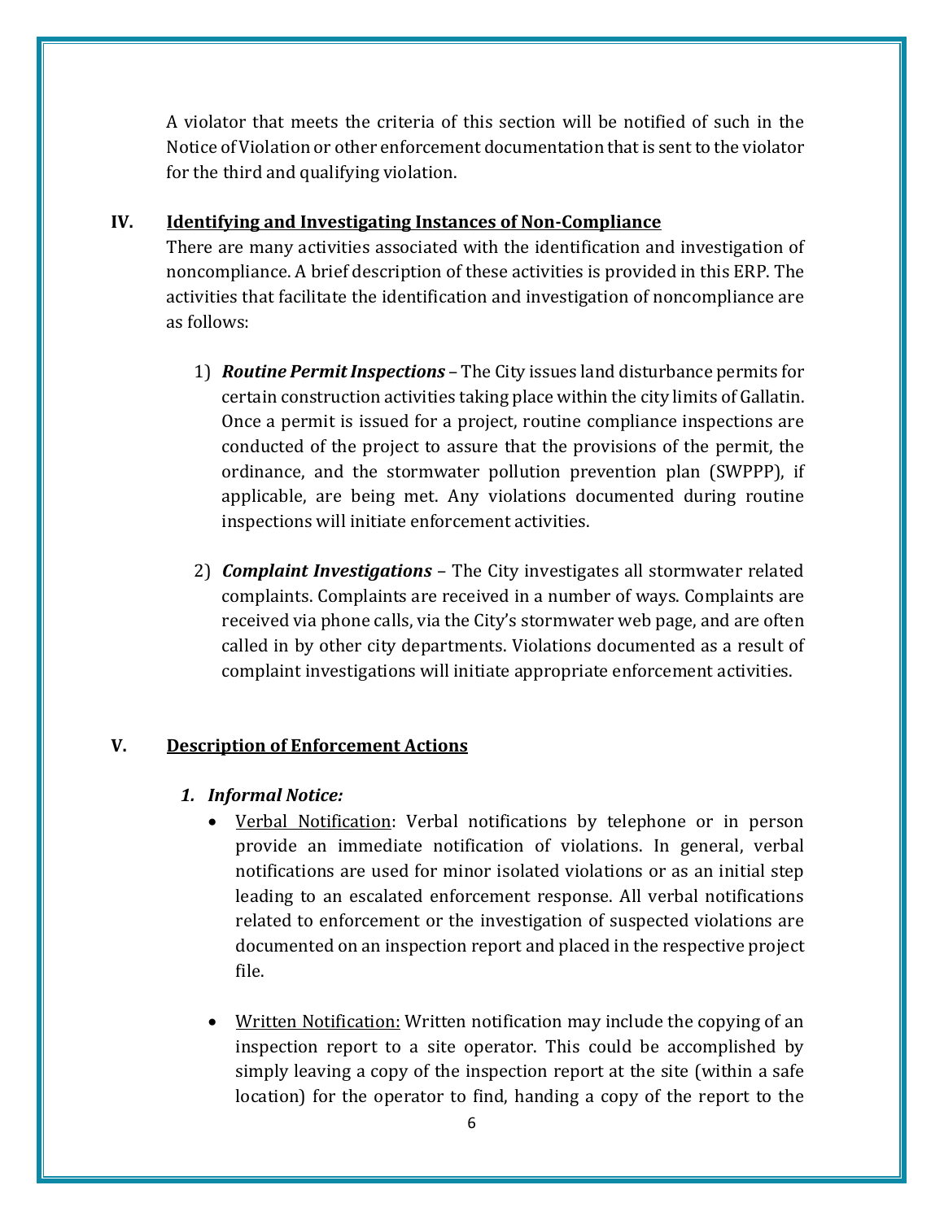A violator that meets the criteria of this section will be notified of such in the Notice of Violation or other enforcement documentation that is sent to the violator for the third and qualifying violation.

## IV. Identifying and Investigating Instances of Non-Compliance

There are many activities associated with the identification and investigation of noncompliance. A brief description of these activities is provided in this ERP. The activities that facilitate the identification and investigation of noncompliance are as follows:

1) ***Routine Permit Inspections*** – The City issues land disturbance permits for certain construction activities taking place within the city limits of Gallatin. Once a permit is issued for a project, routine compliance inspections are conducted of the project to assure that the provisions of the permit, the ordinance, and the stormwater pollution prevention plan (SWPPP), if applicable, are being met. Any violations documented during routine inspections will initiate enforcement activities.

2) ***Complaint Investigations*** – The City investigates all stormwater related complaints. Complaints are received in a number of ways. Complaints are received via phone calls, via the City's stormwater web page, and are often called in by other city departments. Violations documented as a result of complaint investigations will initiate appropriate enforcement activities.

## V. Description of Enforcement Actions

### *1. Informal Notice:*

- Verbal Notification: Verbal notifications by telephone or in person provide an immediate notification of violations. In general, verbal notifications are used for minor isolated violations or as an initial step leading to an escalated enforcement response. All verbal notifications related to enforcement or the investigation of suspected violations are documented on an inspection report and placed in the respective project file.

- Written Notification: Written notification may include the copying of an inspection report to a site operator. This could be accomplished by simply leaving a copy of the inspection report at the site (within a safe location) for the operator to find, handing a copy of the report to the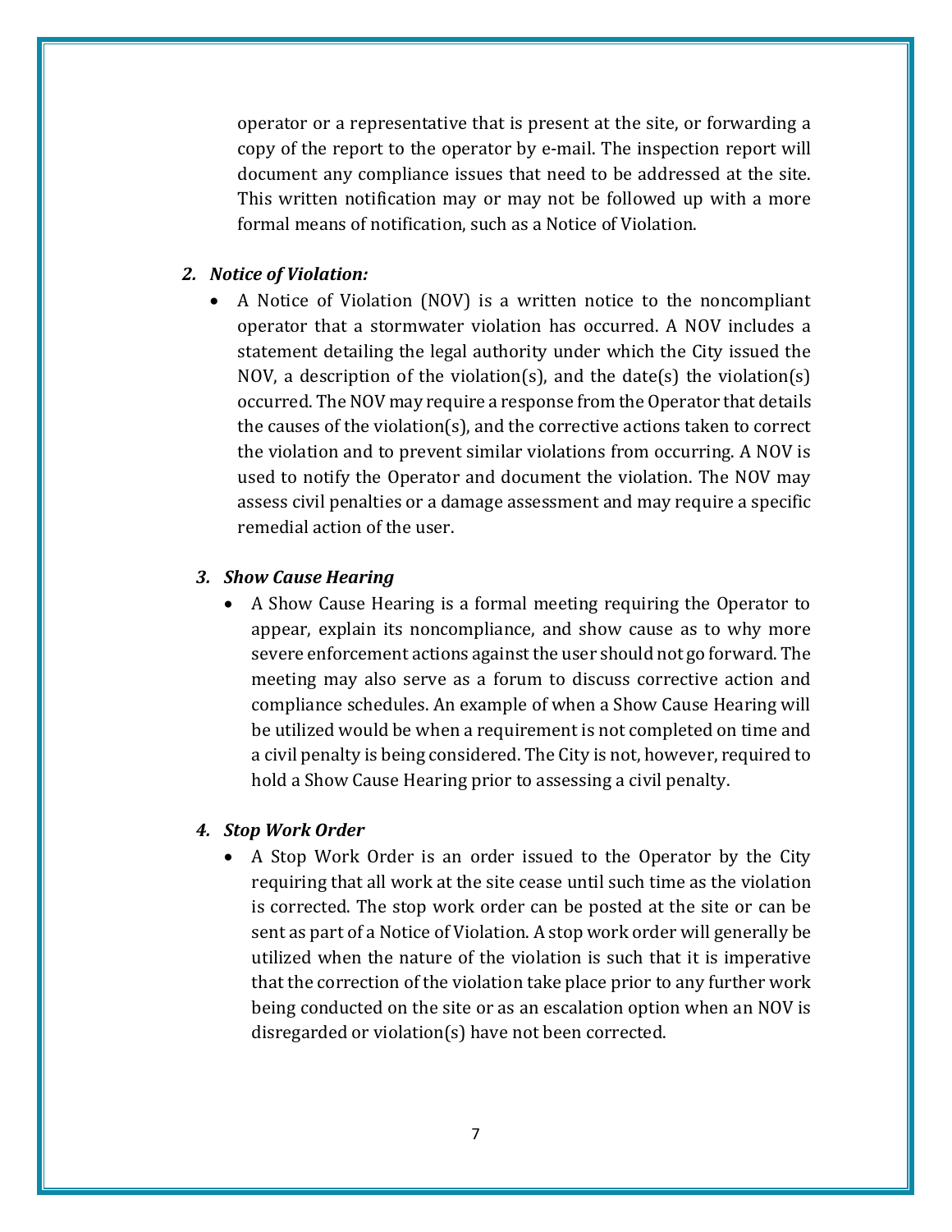operator or a representative that is present at the site, or forwarding a copy of the report to the operator by e-mail. The inspection report will document any compliance issues that need to be addressed at the site. This written notification may or may not be followed up with a more formal means of notification, such as a Notice of Violation.

2. ***Notice of Violation:***
   - A Notice of Violation (NOV) is a written notice to the noncompliant operator that a stormwater violation has occurred. A NOV includes a statement detailing the legal authority under which the City issued the NOV, a description of the violation(s), and the date(s) the violation(s) occurred. The NOV may require a response from the Operator that details the causes of the violation(s), and the corrective actions taken to correct the violation and to prevent similar violations from occurring. A NOV is used to notify the Operator and document the violation. The NOV may assess civil penalties or a damage assessment and may require a specific remedial action of the user.

3. ***Show Cause Hearing***
   - A Show Cause Hearing is a formal meeting requiring the Operator to appear, explain its noncompliance, and show cause as to why more severe enforcement actions against the user should not go forward. The meeting may also serve as a forum to discuss corrective action and compliance schedules. An example of when a Show Cause Hearing will be utilized would be when a requirement is not completed on time and a civil penalty is being considered. The City is not, however, required to hold a Show Cause Hearing prior to assessing a civil penalty.

4. ***Stop Work Order***
   - A Stop Work Order is an order issued to the Operator by the City requiring that all work at the site cease until such time as the violation is corrected. The stop work order can be posted at the site or can be sent as part of a Notice of Violation. A stop work order will generally be utilized when the nature of the violation is such that it is imperative that the correction of the violation take place prior to any further work being conducted on the site or as an escalation option when an NOV is disregarded or violation(s) have not been corrected.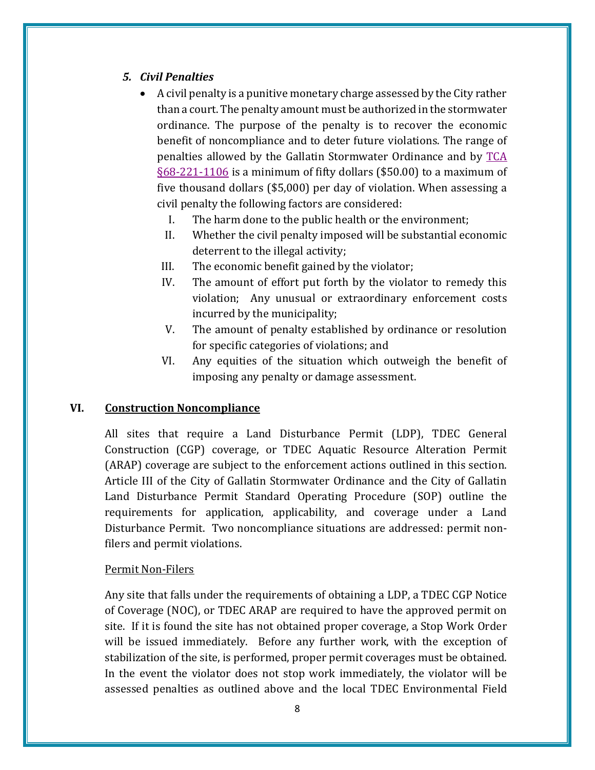### *5. Civil Penalties*

- A civil penalty is a punitive monetary charge assessed by the City rather than a court. The penalty amount must be authorized in the stormwater ordinance. The purpose of the penalty is to recover the economic benefit of noncompliance and to deter future violations. The range of penalties allowed by the Gallatin Stormwater Ordinance and by TCA §68-221-1106 is a minimum of fifty dollars ($50.00) to a maximum of five thousand dollars ($5,000) per day of violation. When assessing a civil penalty the following factors are considered:
    - I. The harm done to the public health or the environment;
    - II. Whether the civil penalty imposed will be substantial economic deterrent to the illegal activity;
    - III. The economic benefit gained by the violator;
    - IV. The amount of effort put forth by the violator to remedy this violation; Any unusual or extraordinary enforcement costs incurred by the municipality;
    - V. The amount of penalty established by ordinance or resolution for specific categories of violations; and
    - VI. Any equities of the situation which outweigh the benefit of imposing any penalty or damage assessment.

## VI. Construction Noncompliance

All sites that require a Land Disturbance Permit (LDP), TDEC General Construction (CGP) coverage, or TDEC Aquatic Resource Alteration Permit (ARAP) coverage are subject to the enforcement actions outlined in this section. Article III of the City of Gallatin Stormwater Ordinance and the City of Gallatin Land Disturbance Permit Standard Operating Procedure (SOP) outline the requirements for application, applicability, and coverage under a Land Disturbance Permit. Two noncompliance situations are addressed: permit non-filers and permit violations.

Permit Non-Filers

Any site that falls under the requirements of obtaining a LDP, a TDEC CGP Notice of Coverage (NOC), or TDEC ARAP are required to have the approved permit on site. If it is found the site has not obtained proper coverage, a Stop Work Order will be issued immediately. Before any further work, with the exception of stabilization of the site, is performed, proper permit coverages must be obtained. In the event the violator does not stop work immediately, the violator will be assessed penalties as outlined above and the local TDEC Environmental Field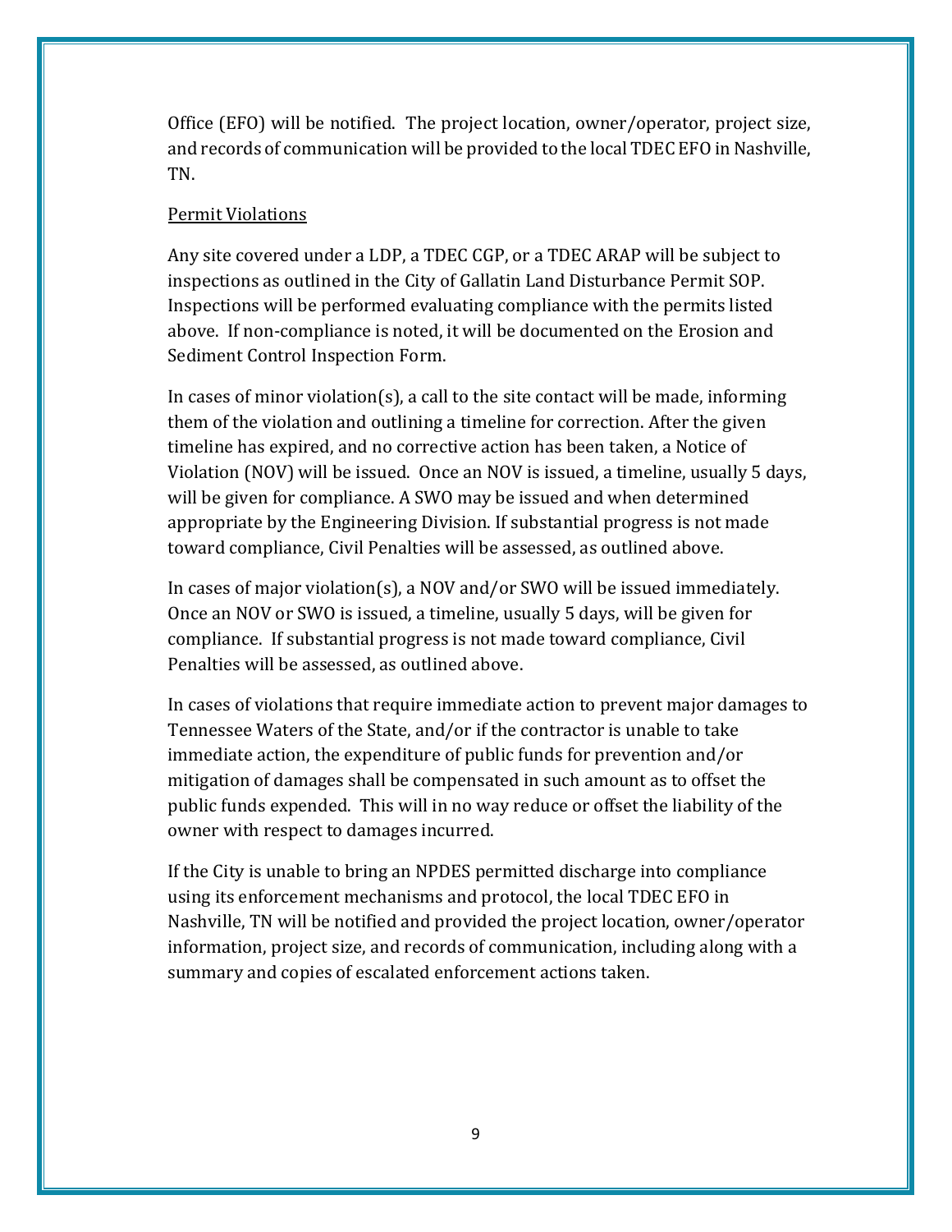Office (EFO) will be notified. The project location, owner/operator, project size, and records of communication will be provided to the local TDEC EFO in Nashville, TN.

Permit Violations

Any site covered under a LDP, a TDEC CGP, or a TDEC ARAP will be subject to inspections as outlined in the City of Gallatin Land Disturbance Permit SOP. Inspections will be performed evaluating compliance with the permits listed above. If non-compliance is noted, it will be documented on the Erosion and Sediment Control Inspection Form.

In cases of minor violation(s), a call to the site contact will be made, informing them of the violation and outlining a timeline for correction. After the given timeline has expired, and no corrective action has been taken, a Notice of Violation (NOV) will be issued. Once an NOV is issued, a timeline, usually 5 days, will be given for compliance. A SWO may be issued and when determined appropriate by the Engineering Division. If substantial progress is not made toward compliance, Civil Penalties will be assessed, as outlined above.

In cases of major violation(s), a NOV and/or SWO will be issued immediately. Once an NOV or SWO is issued, a timeline, usually 5 days, will be given for compliance. If substantial progress is not made toward compliance, Civil Penalties will be assessed, as outlined above.

In cases of violations that require immediate action to prevent major damages to Tennessee Waters of the State, and/or if the contractor is unable to take immediate action, the expenditure of public funds for prevention and/or mitigation of damages shall be compensated in such amount as to offset the public funds expended. This will in no way reduce or offset the liability of the owner with respect to damages incurred.

If the City is unable to bring an NPDES permitted discharge into compliance using its enforcement mechanisms and protocol, the local TDEC EFO in Nashville, TN will be notified and provided the project location, owner/operator information, project size, and records of communication, including along with a summary and copies of escalated enforcement actions taken.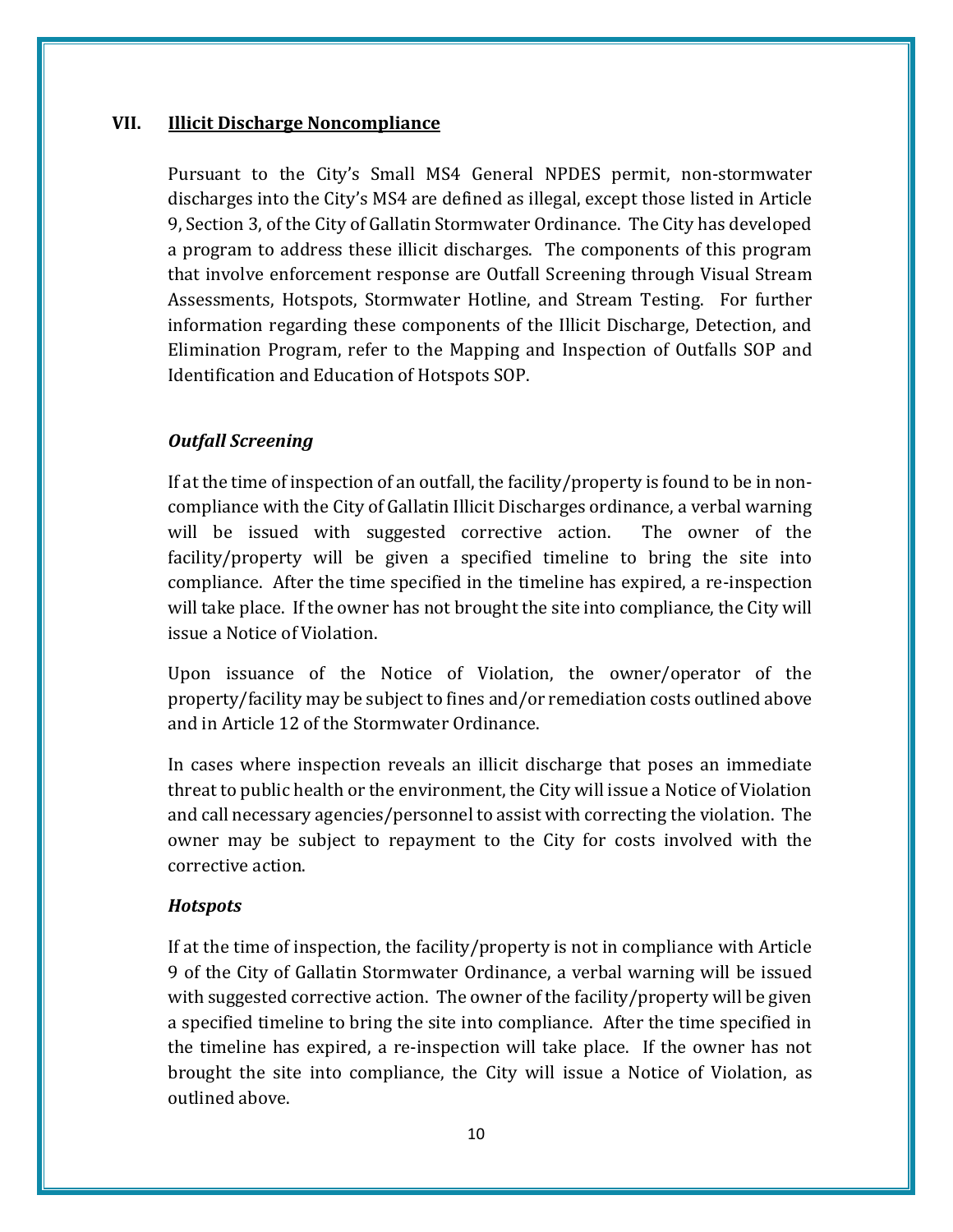## VII. Illicit Discharge Noncompliance

Pursuant to the City's Small MS4 General NPDES permit, non-stormwater discharges into the City's MS4 are defined as illegal, except those listed in Article 9, Section 3, of the City of Gallatin Stormwater Ordinance. The City has developed a program to address these illicit discharges. The components of this program that involve enforcement response are Outfall Screening through Visual Stream Assessments, Hotspots, Stormwater Hotline, and Stream Testing. For further information regarding these components of the Illicit Discharge, Detection, and Elimination Program, refer to the Mapping and Inspection of Outfalls SOP and Identification and Education of Hotspots SOP.

### *Outfall Screening*

If at the time of inspection of an outfall, the facility/property is found to be in non-compliance with the City of Gallatin Illicit Discharges ordinance, a verbal warning will be issued with suggested corrective action. The owner of the facility/property will be given a specified timeline to bring the site into compliance. After the time specified in the timeline has expired, a re-inspection will take place. If the owner has not brought the site into compliance, the City will issue a Notice of Violation.

Upon issuance of the Notice of Violation, the owner/operator of the property/facility may be subject to fines and/or remediation costs outlined above and in Article 12 of the Stormwater Ordinance.

In cases where inspection reveals an illicit discharge that poses an immediate threat to public health or the environment, the City will issue a Notice of Violation and call necessary agencies/personnel to assist with correcting the violation. The owner may be subject to repayment to the City for costs involved with the corrective action.

### *Hotspots*

If at the time of inspection, the facility/property is not in compliance with Article 9 of the City of Gallatin Stormwater Ordinance, a verbal warning will be issued with suggested corrective action. The owner of the facility/property will be given a specified timeline to bring the site into compliance. After the time specified in the timeline has expired, a re-inspection will take place. If the owner has not brought the site into compliance, the City will issue a Notice of Violation, as outlined above.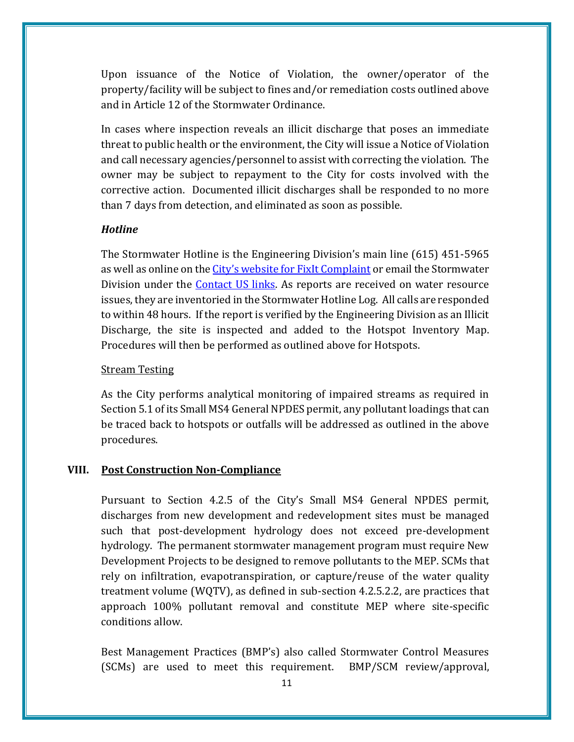Upon issuance of the Notice of Violation, the owner/operator of the property/facility will be subject to fines and/or remediation costs outlined above and in Article 12 of the Stormwater Ordinance.

In cases where inspection reveals an illicit discharge that poses an immediate threat to public health or the environment, the City will issue a Notice of Violation and call necessary agencies/personnel to assist with correcting the violation. The owner may be subject to repayment to the City for costs involved with the corrective action. Documented illicit discharges shall be responded to no more than 7 days from detection, and eliminated as soon as possible.

***Hotline***

The Stormwater Hotline is the Engineering Division's main line (615) 451-5965 as well as online on the City's website for FixIt Complaint or email the Stormwater Division under the Contact US links. As reports are received on water resource issues, they are inventoried in the Stormwater Hotline Log. All calls are responded to within 48 hours. If the report is verified by the Engineering Division as an Illicit Discharge, the site is inspected and added to the Hotspot Inventory Map. Procedures will then be performed as outlined above for Hotspots.

Stream Testing

As the City performs analytical monitoring of impaired streams as required in Section 5.1 of its Small MS4 General NPDES permit, any pollutant loadings that can be traced back to hotspots or outfalls will be addressed as outlined in the above procedures.

## VIII. Post Construction Non-Compliance

Pursuant to Section 4.2.5 of the City's Small MS4 General NPDES permit, discharges from new development and redevelopment sites must be managed such that post-development hydrology does not exceed pre-development hydrology. The permanent stormwater management program must require New Development Projects to be designed to remove pollutants to the MEP. SCMs that rely on infiltration, evapotranspiration, or capture/reuse of the water quality treatment volume (WQTV), as defined in sub-section 4.2.5.2.2, are practices that approach 100% pollutant removal and constitute MEP where site-specific conditions allow.

Best Management Practices (BMP's) also called Stormwater Control Measures (SCMs) are used to meet this requirement. BMP/SCM review/approval,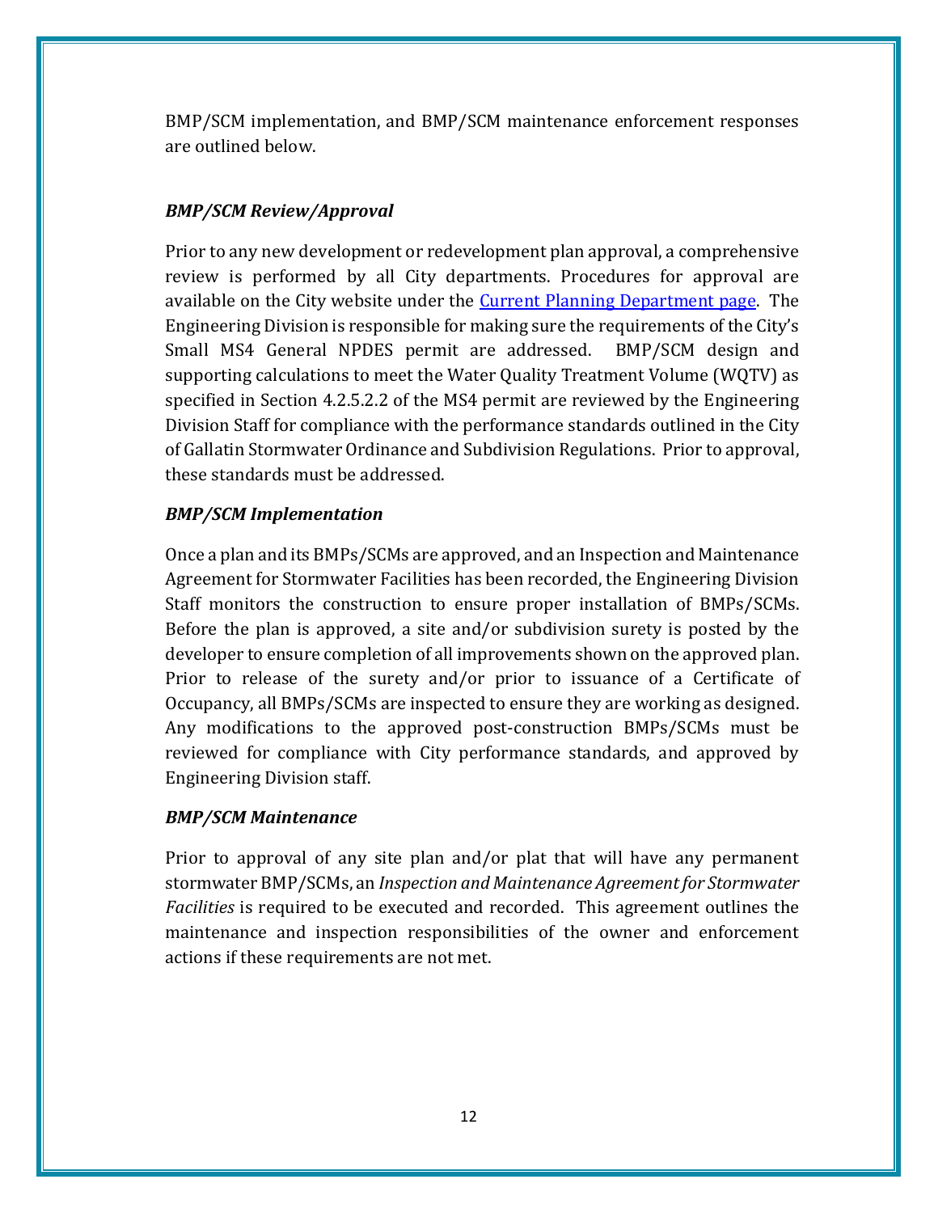BMP/SCM implementation, and BMP/SCM maintenance enforcement responses are outlined below.

***BMP/SCM Review/Approval***

Prior to any new development or redevelopment plan approval, a comprehensive review is performed by all City departments. Procedures for approval are available on the City website under the Current Planning Department page. The Engineering Division is responsible for making sure the requirements of the City's Small MS4 General NPDES permit are addressed. BMP/SCM design and supporting calculations to meet the Water Quality Treatment Volume (WQTV) as specified in Section 4.2.5.2.2 of the MS4 permit are reviewed by the Engineering Division Staff for compliance with the performance standards outlined in the City of Gallatin Stormwater Ordinance and Subdivision Regulations. Prior to approval, these standards must be addressed.

***BMP/SCM Implementation***

Once a plan and its BMPs/SCMs are approved, and an Inspection and Maintenance Agreement for Stormwater Facilities has been recorded, the Engineering Division Staff monitors the construction to ensure proper installation of BMPs/SCMs. Before the plan is approved, a site and/or subdivision surety is posted by the developer to ensure completion of all improvements shown on the approved plan. Prior to release of the surety and/or prior to issuance of a Certificate of Occupancy, all BMPs/SCMs are inspected to ensure they are working as designed. Any modifications to the approved post-construction BMPs/SCMs must be reviewed for compliance with City performance standards, and approved by Engineering Division staff.

***BMP/SCM Maintenance***

Prior to approval of any site plan and/or plat that will have any permanent stormwater BMP/SCMs, an *Inspection and Maintenance Agreement for Stormwater Facilities* is required to be executed and recorded. This agreement outlines the maintenance and inspection responsibilities of the owner and enforcement actions if these requirements are not met.